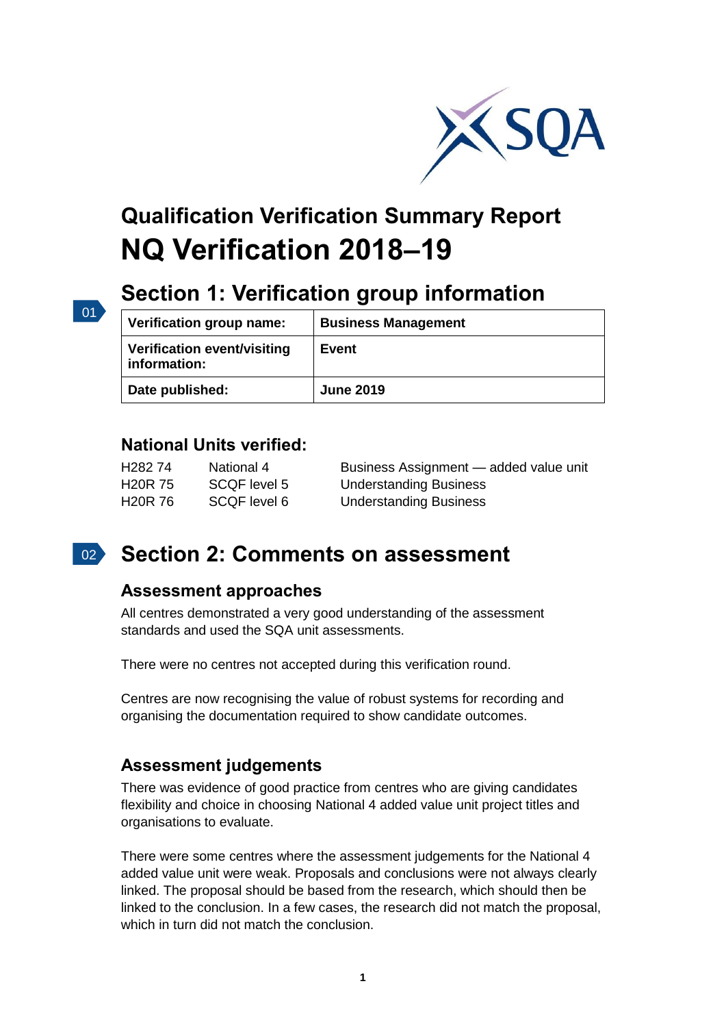# Qualification Verification Summary Report
# NQ Verification 2018–19

## Section 1: Verification group information

| Verification group name: | Business Management |
|---|---|
| Verification event/visiting information: | Event |
| Date published: | June 2019 |

### National Units verified:

| | | |
|---|---|---|
| H282 74 | National 4 | Business Assignment — added value unit |
| H20R 75 | SCQF level 5 | Understanding Business |
| H20R 76 | SCQF level 6 | Understanding Business |

## Section 2: Comments on assessment

### Assessment approaches

All centres demonstrated a very good understanding of the assessment standards and used the SQA unit assessments.

There were no centres not accepted during this verification round.

Centres are now recognising the value of robust systems for recording and organising the documentation required to show candidate outcomes.

### Assessment judgements

There was evidence of good practice from centres who are giving candidates flexibility and choice in choosing National 4 added value unit project titles and organisations to evaluate.

There were some centres where the assessment judgements for the National 4 added value unit were weak. Proposals and conclusions were not always clearly linked. The proposal should be based from the research, which should then be linked to the conclusion. In a few cases, the research did not match the proposal, which in turn did not match the conclusion.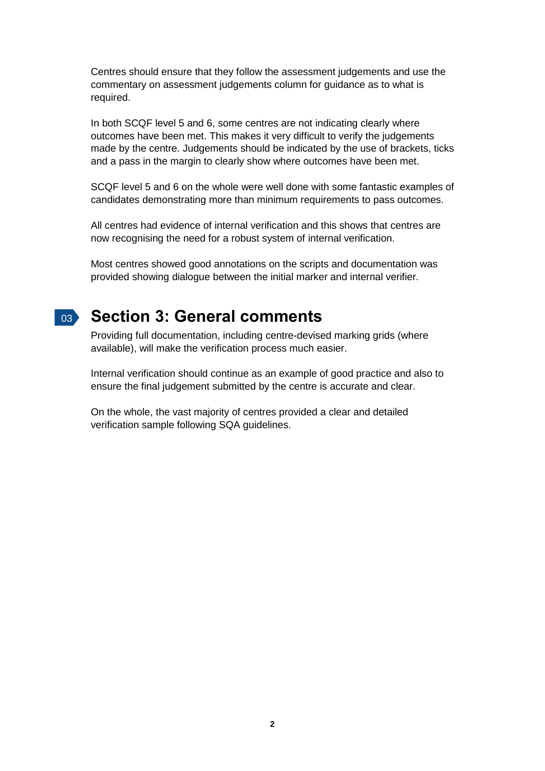Centres should ensure that they follow the assessment judgements and use the commentary on assessment judgements column for guidance as to what is required.

In both SCQF level 5 and 6, some centres are not indicating clearly where outcomes have been met. This makes it very difficult to verify the judgements made by the centre. Judgements should be indicated by the use of brackets, ticks and a pass in the margin to clearly show where outcomes have been met.

SCQF level 5 and 6 on the whole were well done with some fantastic examples of candidates demonstrating more than minimum requirements to pass outcomes.

All centres had evidence of internal verification and this shows that centres are now recognising the need for a robust system of internal verification.

Most centres showed good annotations on the scripts and documentation was provided showing dialogue between the initial marker and internal verifier.

## 03 Section 3: General comments

Providing full documentation, including centre-devised marking grids (where available), will make the verification process much easier.

Internal verification should continue as an example of good practice and also to ensure the final judgement submitted by the centre is accurate and clear.

On the whole, the vast majority of centres provided a clear and detailed verification sample following SQA guidelines.